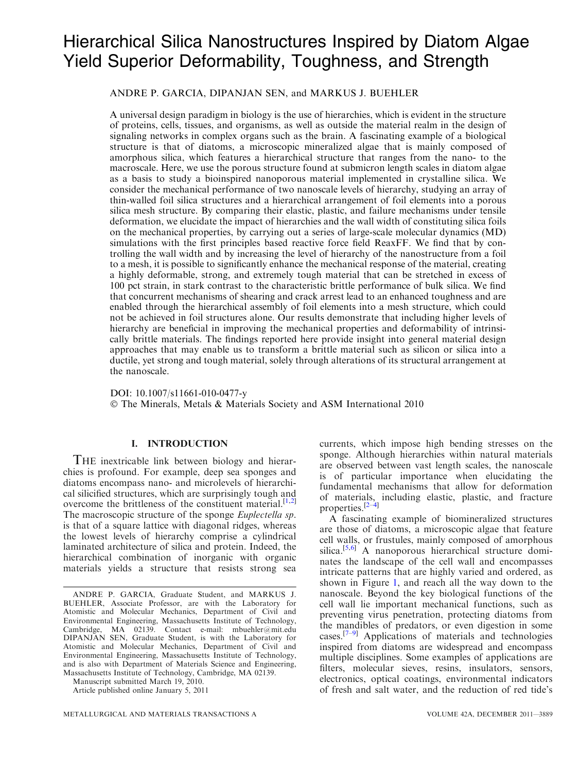# Hierarchical Silica Nanostructures Inspired by Diatom Algae Yield Superior Deformability, Toughness, and Strength

ANDRE P. GARCIA, DIPANJAN SEN, and MARKUS J. BUEHLER

A universal design paradigm in biology is the use of hierarchies, which is evident in the structure of proteins, cells, tissues, and organisms, as well as outside the material realm in the design of signaling networks in complex organs such as the brain. A fascinating example of a biological structure is that of diatoms, a microscopic mineralized algae that is mainly composed of amorphous silica, which features a hierarchical structure that ranges from the nano- to the macroscale. Here, we use the porous structure found at submicron length scales in diatom algae as a basis to study a bioinspired nanoporous material implemented in crystalline silica. We consider the mechanical performance of two nanoscale levels of hierarchy, studying an array of thin-walled foil silica structures and a hierarchical arrangement of foil elements into a porous silica mesh structure. By comparing their elastic, plastic, and failure mechanisms under tensile deformation, we elucidate the impact of hierarchies and the wall width of constituting silica foils on the mechanical properties, by carrying out a series of large-scale molecular dynamics (MD) simulations with the first principles based reactive force field ReaxFF. We find that by controlling the wall width and by increasing the level of hierarchy of the nanostructure from a foil to a mesh, it is possible to significantly enhance the mechanical response of the material, creating a highly deformable, strong, and extremely tough material that can be stretched in excess of 100 pct strain, in stark contrast to the characteristic brittle performance of bulk silica. We find that concurrent mechanisms of shearing and crack arrest lead to an enhanced toughness and are enabled through the hierarchical assembly of foil elements into a mesh structure, which could not be achieved in foil structures alone. Our results demonstrate that including higher levels of hierarchy are beneficial in improving the mechanical properties and deformability of intrinsically brittle materials. The findings reported here provide insight into general material design approaches that may enable us to transform a brittle material such as silicon or silica into a ductile, yet strong and tough material, solely through alterations of its structural arrangement at the nanoscale.

DOI: 10.1007/s11661-010-0477-y
© The Minerals, Metals & Materials Society and ASM International 2010

## I. INTRODUCTION

THE inextricable link between biology and hierarchies is profound. For example, deep sea sponges and diatoms encompass nano- and microlevels of hierarchical silicified structures, which are surprisingly tough and overcome the brittleness of the constituent material.[1,2] The macroscopic structure of the sponge *Euplectella sp.* is that of a square lattice with diagonal ridges, whereas the lowest levels of hierarchy comprise a cylindrical laminated architecture of silica and protein. Indeed, the hierarchical combination of inorganic with organic materials yields a structure that resists strong sea currents, which impose high bending stresses on the sponge. Although hierarchies within natural materials are observed between vast length scales, the nanoscale is of particular importance when elucidating the fundamental mechanisms that allow for deformation of materials, including elastic, plastic, and fracture properties.[2–4]

A fascinating example of biomineralized structures are those of diatoms, a microscopic algae that feature cell walls, or frustules, mainly composed of amorphous silica.[5,6] A nanoporous hierarchical structure dominates the landscape of the cell wall and encompasses intricate patterns that are highly varied and ordered, as shown in Figure 1, and reach all the way down to the nanoscale. Beyond the key biological functions of the cell wall lie important mechanical functions, such as preventing virus penetration, protecting diatoms from the mandibles of predators, or even digestion in some cases.[7–9] Applications of materials and technologies inspired from diatoms are widespread and encompass multiple disciplines. Some examples of applications are filters, molecular sieves, resins, insulators, sensors, electronics, optical coatings, environmental indicators of fresh and salt water, and the reduction of red tide's

ANDRE P. GARCIA, Graduate Student, and MARKUS J. BUEHLER, Associate Professor, are with the Laboratory for Atomistic and Molecular Mechanics, Department of Civil and Environmental Engineering, Massachusetts Institute of Technology, Cambridge, MA 02139. Contact e-mail: mbuehler@mit.edu DIPANJAN SEN, Graduate Student, is with the Laboratory for Atomistic and Molecular Mechanics, Department of Civil and Environmental Engineering, Massachusetts Institute of Technology, and is also with Department of Materials Science and Engineering, Massachusetts Institute of Technology, Cambridge, MA 02139.

Manuscript submitted March 19, 2010.

Article published online January 5, 2011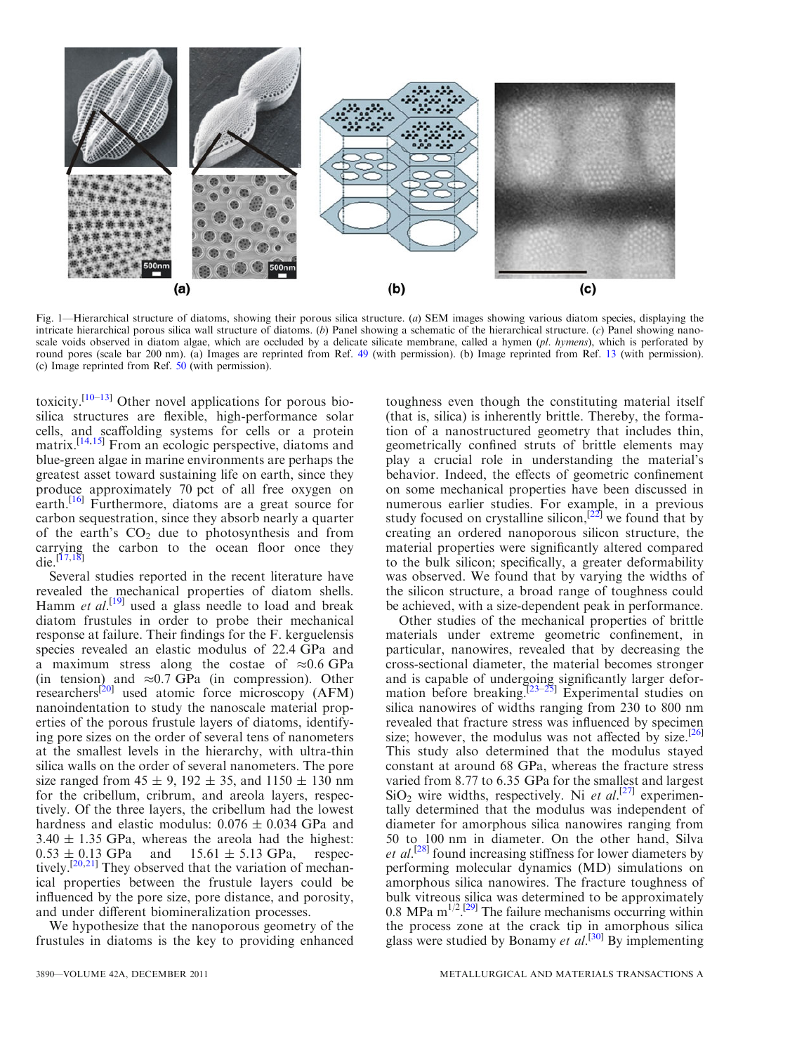Fig. 1—Hierarchical structure of diatoms, showing their porous silica structure. (*a*) SEM images showing various diatom species, displaying the intricate hierarchical porous silica wall structure of diatoms. (*b*) Panel showing a schematic of the hierarchical structure. (*c*) Panel showing nanoscale voids observed in diatom algae, which are occluded by a delicate silicate membrane, called a hymen (*pl. hymens*), which is perforated by round pores (scale bar 200 nm). (a) Images are reprinted from Ref. 49 (with permission). (b) Image reprinted from Ref. 13 (with permission). (c) Image reprinted from Ref. 50 (with permission).

toxicity.[10–13] Other novel applications for porous biosilica structures are flexible, high-performance solar cells, and scaffolding systems for cells or a protein matrix.[14,15] From an ecologic perspective, diatoms and blue-green algae in marine environments are perhaps the greatest asset toward sustaining life on earth, since they produce approximately 70 pct of all free oxygen on earth.[16] Furthermore, diatoms are a great source for carbon sequestration, since they absorb nearly a quarter of the earth's $CO_2$ due to photosynthesis and from carrying the carbon to the ocean floor once they die.[17,18]

Several studies reported in the recent literature have revealed the mechanical properties of diatom shells. Hamm *et al.*[19] used a glass needle to load and break diatom frustules in order to probe their mechanical response at failure. Their findings for the F. kerguelensis species revealed an elastic modulus of 22.4 GPa and a maximum stress along the costae of ≈0.6 GPa (in tension) and ≈0.7 GPa (in compression). Other researchers[20] used atomic force microscopy (AFM) nanoindentation to study the nanoscale material properties of the porous frustule layers of diatoms, identifying pore sizes on the order of several tens of nanometers at the smallest levels in the hierarchy, with ultra-thin silica walls on the order of several nanometers. The pore size ranged from 45 ± 9, 192 ± 35, and 1150 ± 130 nm for the cribellum, cribrum, and areola layers, respectively. Of the three layers, the cribellum had the lowest hardness and elastic modulus: 0.076 ± 0.034 GPa and 3.40 ± 1.35 GPa, whereas the areola had the highest: 0.53 ± 0.13 GPa and 15.61 ± 5.13 GPa, respectively.[20,21] They observed that the variation of mechanical properties between the frustule layers could be influenced by the pore size, pore distance, and porosity, and under different biomineralization processes.

We hypothesize that the nanoporous geometry of the frustules in diatoms is the key to providing enhanced toughness even though the constituting material itself (that is, silica) is inherently brittle. Thereby, the formation of a nanostructured geometry that includes thin, geometrically confined struts of brittle elements may play a crucial role in understanding the material's behavior. Indeed, the effects of geometric confinement on some mechanical properties have been discussed in numerous earlier studies. For example, in a previous study focused on crystalline silicon,[22] we found that by creating an ordered nanoporous silicon structure, the material properties were significantly altered compared to the bulk silicon; specifically, a greater deformability was observed. We found that by varying the widths of the silicon structure, a broad range of toughness could be achieved, with a size-dependent peak in performance.

Other studies of the mechanical properties of brittle materials under extreme geometric confinement, in particular, nanowires, revealed that by decreasing the cross-sectional diameter, the material becomes stronger and is capable of undergoing significantly larger deformation before breaking.[23–25] Experimental studies on silica nanowires of widths ranging from 230 to 800 nm revealed that fracture stress was influenced by specimen size; however, the modulus was not affected by size.[26] This study also determined that the modulus stayed constant at around 68 GPa, whereas the fracture stress varied from 8.77 to 6.35 GPa for the smallest and largest $SiO_2$ wire widths, respectively. Ni *et al.*[27] experimentally determined that the modulus was independent of diameter for amorphous silica nanowires ranging from 50 to 100 nm in diameter. On the other hand, Silva *et al.*[28] found increasing stiffness for lower diameters by performing molecular dynamics (MD) simulations on amorphous silica nanowires. The fracture toughness of bulk vitreous silica was determined to be approximately 0.8 MPa $m^{1/2}$.[29] The failure mechanisms occurring within the process zone at the crack tip in amorphous silica glass were studied by Bonamy *et al.*[30] By implementing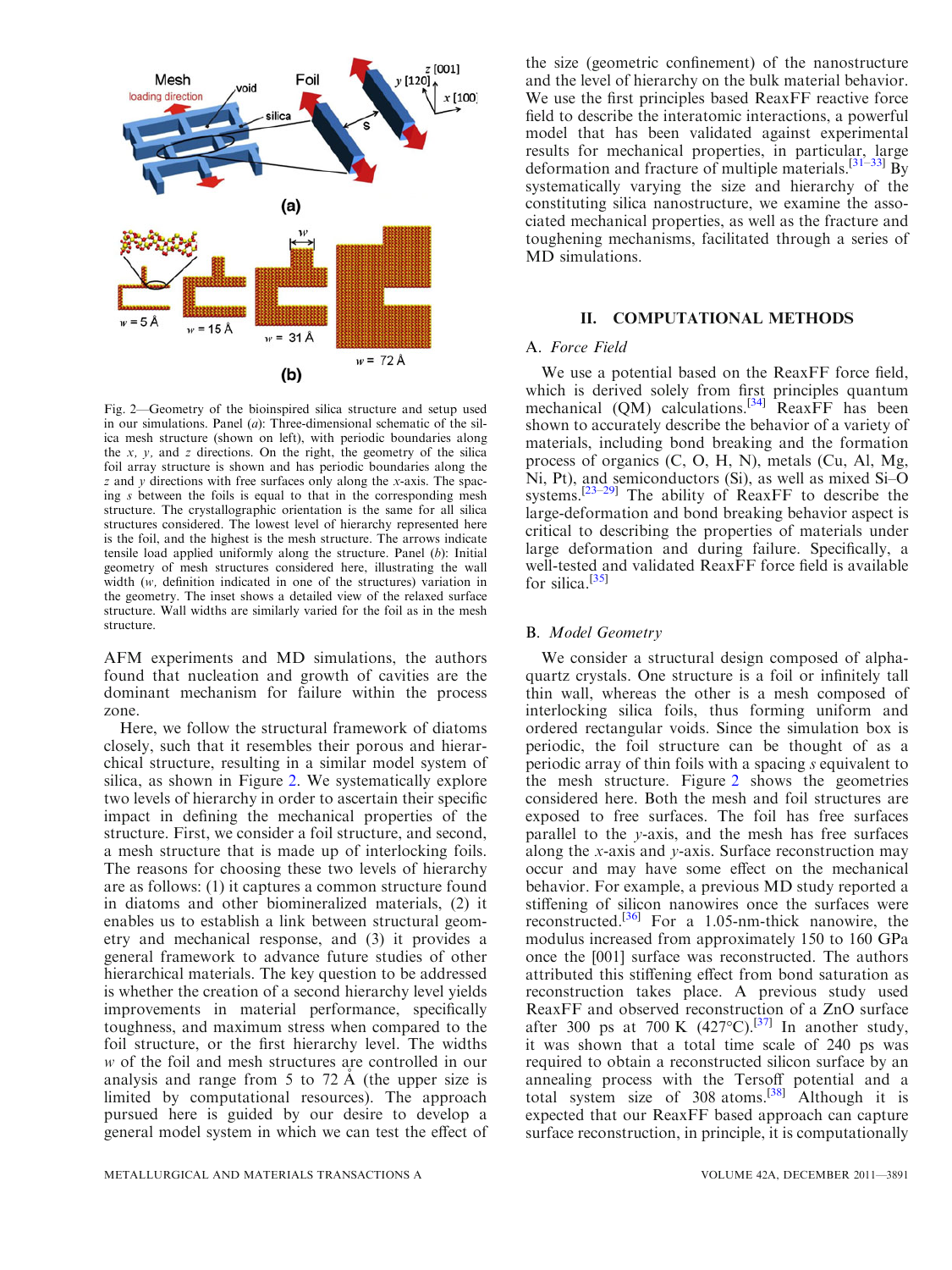Fig. 2—Geometry of the bioinspired silica structure and setup used in our simulations. Panel (*a*): Three-dimensional schematic of the silica mesh structure (shown on left), with periodic boundaries along the *x*, *y*, and *z* directions. On the right, the geometry of the silica foil array structure is shown and has periodic boundaries along the *z* and *y* directions with free surfaces only along the *x*-axis. The spacing *s* between the foils is equal to that in the corresponding mesh structure. The crystallographic orientation is the same for all silica structures considered. The lowest level of hierarchy represented here is the foil, and the highest is the mesh structure. The arrows indicate tensile load applied uniformly along the structure. Panel (*b*): Initial geometry of mesh structures considered here, illustrating the wall width (*w*, definition indicated in one of the structures) variation in the geometry. The inset shows a detailed view of the relaxed surface structure. Wall widths are similarly varied for the foil as in the mesh structure.

AFM experiments and MD simulations, the authors found that nucleation and growth of cavities are the dominant mechanism for failure within the process zone.

Here, we follow the structural framework of diatoms closely, such that it resembles their porous and hierarchical structure, resulting in a similar model system of silica, as shown in Figure 2. We systematically explore two levels of hierarchy in order to ascertain their specific impact in defining the mechanical properties of the structure. First, we consider a foil structure, and second, a mesh structure that is made up of interlocking foils. The reasons for choosing these two levels of hierarchy are as follows: (1) it captures a common structure found in diatoms and other biomineralized materials, (2) it enables us to establish a link between structural geometry and mechanical response, and (3) it provides a general framework to advance future studies of other hierarchical materials. The key question to be addressed is whether the creation of a second hierarchy level yields improvements in material performance, specifically toughness, and maximum stress when compared to the foil structure, or the first hierarchy level. The widths *w* of the foil and mesh structures are controlled in our analysis and range from 5 to 72 Å (the upper size is limited by computational resources). The approach pursued here is guided by our desire to develop a general model system in which we can test the effect of the size (geometric confinement) of the nanostructure and the level of hierarchy on the bulk material behavior. We use the first principles based ReaxFF reactive force field to describe the interatomic interactions, a powerful model that has been validated against experimental results for mechanical properties, in particular, large deformation and fracture of multiple materials.[31–33] By systematically varying the size and hierarchy of the constituting silica nanostructure, we examine the associated mechanical properties, as well as the fracture and toughening mechanisms, facilitated through a series of MD simulations.

## II. COMPUTATIONAL METHODS

### A. *Force Field*

We use a potential based on the ReaxFF force field, which is derived solely from first principles quantum mechanical (QM) calculations.[34] ReaxFF has been shown to accurately describe the behavior of a variety of materials, including bond breaking and the formation process of organics (C, O, H, N), metals (Cu, Al, Mg, Ni, Pt), and semiconductors (Si), as well as mixed Si–O systems.[23–29] The ability of ReaxFF to describe the large-deformation and bond breaking behavior aspect is critical to describing the properties of materials under large deformation and during failure. Specifically, a well-tested and validated ReaxFF force field is available for silica.[35]

### B. *Model Geometry*

We consider a structural design composed of alpha-quartz crystals. One structure is a foil or infinitely tall thin wall, whereas the other is a mesh composed of interlocking silica foils, thus forming uniform and ordered rectangular voids. Since the simulation box is periodic, the foil structure can be thought of as a periodic array of thin foils with a spacing *s* equivalent to the mesh structure. Figure 2 shows the geometries considered here. Both the mesh and foil structures are exposed to free surfaces. The foil has free surfaces parallel to the *y*-axis, and the mesh has free surfaces along the *x*-axis and *y*-axis. Surface reconstruction may occur and may have some effect on the mechanical behavior. For example, a previous MD study reported a stiffening of silicon nanowires once the surfaces were reconstructed.[36] For a 1.05-nm-thick nanowire, the modulus increased from approximately 150 to 160 GPa once the [001] surface was reconstructed. The authors attributed this stiffening effect from bond saturation as reconstruction takes place. A previous study used ReaxFF and observed reconstruction of a ZnO surface after 300 ps at 700 K (427°C).[37] In another study, it was shown that a total time scale of 240 ps was required to obtain a reconstructed silicon surface by an annealing process with the Tersoff potential and a total system size of 308 atoms.[38] Although it is expected that our ReaxFF based approach can capture surface reconstruction, in principle, it is computationally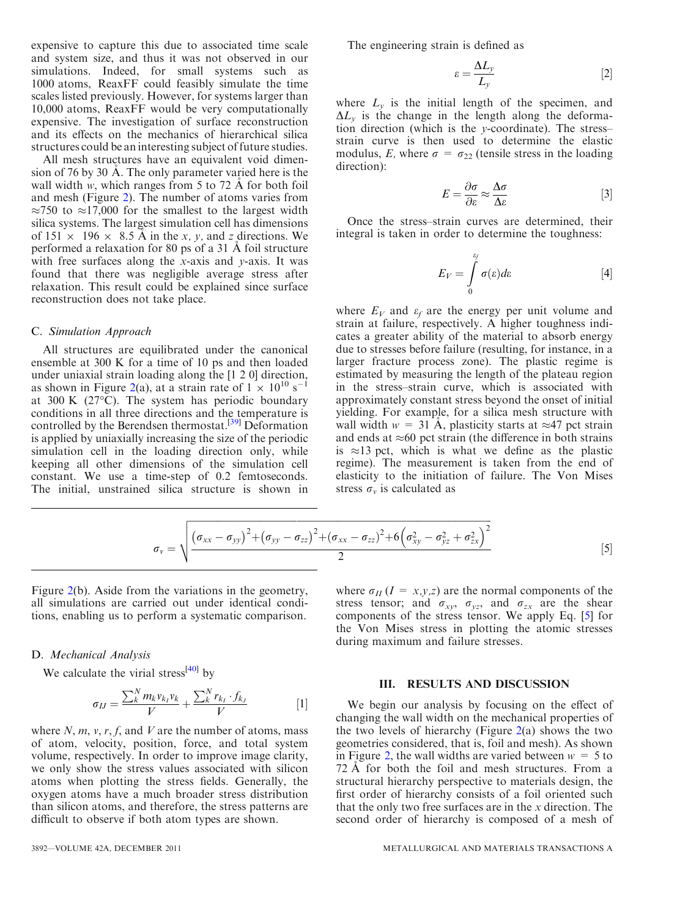expensive to capture this due to associated time scale and system size, and thus it was not observed in our simulations. Indeed, for small systems such as 1000 atoms, ReaxFF could feasibly simulate the time scales listed previously. However, for systems larger than 10,000 atoms, ReaxFF would be very computationally expensive. The investigation of surface reconstruction and its effects on the mechanics of hierarchical silica structures could be an interesting subject of future studies.

All mesh structures have an equivalent void dimension of 76 by 30 Å. The only parameter varied here is the wall width $w$, which ranges from 5 to 72 Å for both foil and mesh (Figure 2). The number of atoms varies from ≈750 to ≈17,000 for the smallest to the largest width silica systems. The largest simulation cell has dimensions of 151 × 196 × 8.5 Å in the $x$, $y$, and $z$ directions. We performed a relaxation for 80 ps of a 31 Å foil structure with free surfaces along the $x$-axis and $y$-axis. It was found that there was negligible average stress after relaxation. This result could be explained since surface reconstruction does not take place.

### C. *Simulation Approach*

All structures are equilibrated under the canonical ensemble at 300 K for a time of 10 ps and then loaded under uniaxial strain loading along the [1 2 0] direction, as shown in Figure 2(a), at a strain rate of $1 \times 10^{10}$ s$^{-1}$ at 300 K (27°C). The system has periodic boundary conditions in all three directions and the temperature is controlled by the Berendsen thermostat.[39] Deformation is applied by uniaxially increasing the size of the periodic simulation cell in the loading direction only, while keeping all other dimensions of the simulation cell constant. We use a time-step of 0.2 femtoseconds. The initial, unstrained silica structure is shown in Figure 2(b). Aside from the variations in the geometry, all simulations are carried out under identical conditions, enabling us to perform a systematic comparison.

### D. *Mechanical Analysis*

We calculate the virial stress[40] by

$$\sigma_{IJ} = \frac{\sum_k^N m_k v_{k_I} v_k}{V} + \frac{\sum_k^N r_{k_I} \cdot f_{k_J}}{V} \qquad [1]$$

where $N$, $m$, $v$, $r$, $f$, and $V$ are the number of atoms, mass of atom, velocity, position, force, and total system volume, respectively. In order to improve image clarity, we only show the stress values associated with silicon atoms when plotting the stress fields. Generally, the oxygen atoms have a much broader stress distribution than silicon atoms, and therefore, the stress patterns are difficult to observe if both atom types are shown.

The engineering strain is defined as

$$\varepsilon = \frac{\Delta L_y}{L_y} \qquad [2]$$

where $L_y$ is the initial length of the specimen, and $\Delta L_y$ is the change in the length along the deformation direction (which is the $y$-coordinate). The stress–strain curve is then used to determine the elastic modulus, $E$, where $\sigma = \sigma_{22}$ (tensile stress in the loading direction):

$$E = \frac{\partial \sigma}{\partial \varepsilon} \approx \frac{\Delta \sigma}{\Delta \varepsilon} \qquad [3]$$

Once the stress–strain curves are determined, their integral is taken in order to determine the toughness:

$$E_V = \int_0^{\varepsilon_f} \sigma(\varepsilon) d\varepsilon \qquad [4]$$

where $E_V$ and $\varepsilon_f$ are the energy per unit volume and strain at failure, respectively. A higher toughness indicates a greater ability of the material to absorb energy due to stresses before failure (resulting, for instance, in a larger fracture process zone). The plastic regime is estimated by measuring the length of the plateau region in the stress–strain curve, which is associated with approximately constant stress beyond the onset of initial yielding. For example, for a silica mesh structure with wall width $w$ = 31 Å, plasticity starts at ≈47 pct strain and ends at ≈60 pct strain (the difference in both strains is ≈13 pct, which is what we define as the plastic regime). The measurement is taken from the end of elasticity to the initiation of failure. The Von Mises stress $\sigma_v$ is calculated as

$$\sigma_v = \sqrt{\frac{\left(\sigma_{xx} - \sigma_{yy}\right)^2 + \left(\sigma_{yy} - \sigma_{zz}\right)^2 + \left(\sigma_{xx} - \sigma_{zz}\right)^2 + 6\left(\sigma_{xy}^2 - \sigma_{yz}^2 + \sigma_{zx}^2\right)^2}{2}} \qquad [5]$$

where $\sigma_{II}$ ($I = x,y,z$) are the normal components of the stress tensor; and $\sigma_{xy}$, $\sigma_{yz}$, and $\sigma_{zx}$ are the shear components of the stress tensor. We apply Eq. [5] for the Von Mises stress in plotting the atomic stresses during maximum and failure stresses.

## III. RESULTS AND DISCUSSION

We begin our analysis by focusing on the effect of changing the wall width on the mechanical properties of the two levels of hierarchy (Figure 2(a) shows the two geometries considered, that is, foil and mesh). As shown in Figure 2, the wall widths are varied between $w$ = 5 to 72 Å for both the foil and mesh structures. From a structural hierarchy perspective to materials design, the first order of hierarchy consists of a foil oriented such that the only two free surfaces are in the $x$ direction. The second order of hierarchy is composed of a mesh of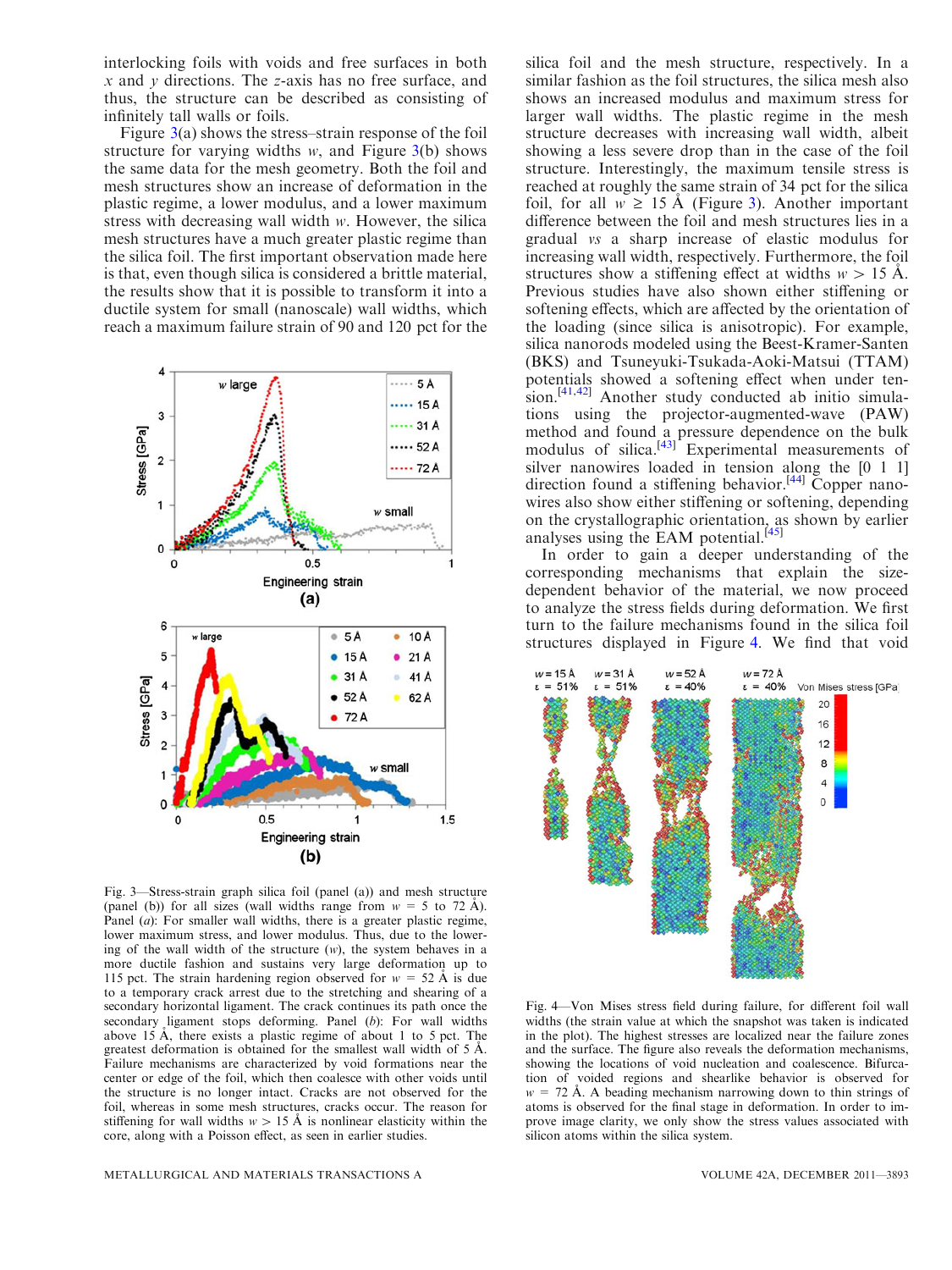interlocking foils with voids and free surfaces in both $x$ and $y$ directions. The $z$-axis has no free surface, and thus, the structure can be described as consisting of infinitely tall walls or foils.

Figure 3(a) shows the stress–strain response of the foil structure for varying widths $w$, and Figure 3(b) shows the same data for the mesh geometry. Both the foil and mesh structures show an increase of deformation in the plastic regime, a lower modulus, and a lower maximum stress with decreasing wall width $w$. However, the silica mesh structures have a much greater plastic regime than the silica foil. The first important observation made here is that, even though silica is considered a brittle material, the results show that it is possible to transform it into a ductile system for small (nanoscale) wall widths, which reach a maximum failure strain of 90 and 120 pct for the silica foil and the mesh structure, respectively. In a similar fashion as the foil structures, the silica mesh also shows an increased modulus and maximum stress for larger wall widths. The plastic regime in the mesh structure decreases with increasing wall width, albeit showing a less severe drop than in the case of the foil structure. Interestingly, the maximum tensile stress is reached at roughly the same strain of 34 pct for the silica foil, for all $w \geq 15$ Å (Figure 3). Another important difference between the foil and mesh structures lies in a gradual *vs* a sharp increase of elastic modulus for increasing wall width, respectively. Furthermore, the foil structures show a stiffening effect at widths $w > 15$ Å. Previous studies have also shown either stiffening or softening effects, which are affected by the orientation of the loading (since silica is anisotropic). For example, silica nanorods modeled using the Beest-Kramer-Santen (BKS) and Tsuneyuki-Tsukada-Aoki-Matsui (TTAM) potentials showed a softening effect when under tension.[41,42] Another study conducted ab initio simulations using the projector-augmented-wave (PAW) method and found a pressure dependence on the bulk modulus of silica.[43] Experimental measurements of silver nanowires loaded in tension along the [0 1 1] direction found a stiffening behavior.[44] Copper nanowires also show either stiffening or softening, depending on the crystallographic orientation, as shown by earlier analyses using the EAM potential.[45]

Fig. 3—Stress-strain graph silica foil (panel (a)) and mesh structure (panel (b)) for all sizes (wall widths range from $w$ = 5 to 72 Å). Panel (*a*): For smaller wall widths, there is a greater plastic regime, lower maximum stress, and lower modulus. Thus, due to the lowering of the wall width of the structure ($w$), the system behaves in a more ductile fashion and sustains very large deformation up to 115 pct. The strain hardening region observed for $w$ = 52 Å is due to a temporary crack arrest due to the stretching and shearing of a secondary horizontal ligament. The crack continues its path once the secondary ligament stops deforming. Panel (*b*): For wall widths above 15 Å, there exists a plastic regime of about 1 to 5 pct. The greatest deformation is obtained for the smallest wall width of 5 Å. Failure mechanisms are characterized by void formations near the center or edge of the foil, which then coalesce with other voids until the structure is no longer intact. Cracks are not observed for the foil, whereas in some mesh structures, cracks occur. The reason for stiffening for wall widths $w > 15$ Å is nonlinear elasticity within the core, along with a Poisson effect, as seen in earlier studies.

In order to gain a deeper understanding of the corresponding mechanisms that explain the size-dependent behavior of the material, we now proceed to analyze the stress fields during deformation. We first turn to the failure mechanisms found in the silica foil structures displayed in Figure 4. We find that void

Fig. 4—Von Mises stress field during failure, for different foil wall widths (the strain value at which the snapshot was taken is indicated in the plot). The highest stresses are localized near the failure zones and the surface. The figure also reveals the deformation mechanisms, showing the locations of void nucleation and coalescence. Bifurcation of voided regions and shearlike behavior is observed for $w$ = 72 Å. A beading mechanism narrowing down to thin strings of atoms is observed for the final stage in deformation. In order to improve image clarity, we only show the stress values associated with silicon atoms within the silica system.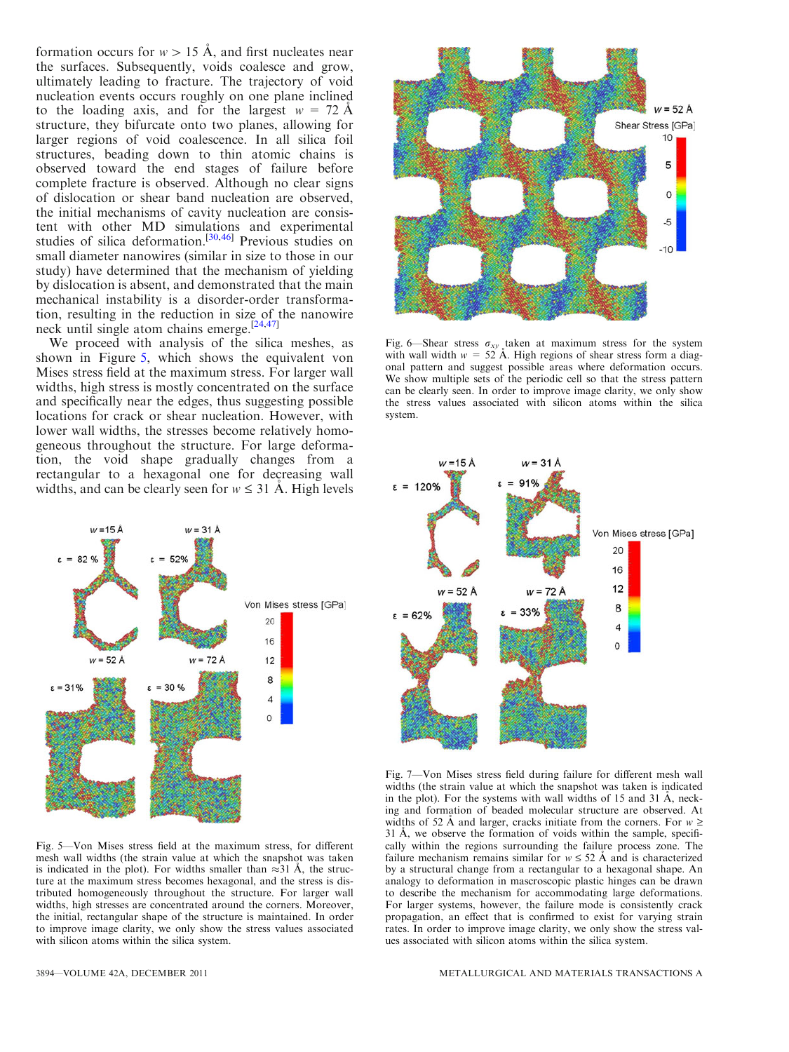formation occurs for $w > 15$ Å, and first nucleates near the surfaces. Subsequently, voids coalesce and grow, ultimately leading to fracture. The trajectory of void nucleation events occurs roughly on one plane inclined to the loading axis, and for the largest $w = 72$ Å structure, they bifurcate onto two planes, allowing for larger regions of void coalescence. In all silica foil structures, beading down to thin atomic chains is observed toward the end stages of failure before complete fracture is observed. Although no clear signs of dislocation or shear band nucleation are observed, the initial mechanisms of cavity nucleation are consistent with other MD simulations and experimental studies of silica deformation.[30,46] Previous studies on small diameter nanowires (similar in size to those in our study) have determined that the mechanism of yielding by dislocation is absent, and demonstrated that the main mechanical instability is a disorder-order transformation, resulting in the reduction in size of the nanowire neck until single atom chains emerge.[24,47]

We proceed with analysis of the silica meshes, as shown in Figure 5, which shows the equivalent von Mises stress field at the maximum stress. For larger wall widths, high stress is mostly concentrated on the surface and specifically near the edges, thus suggesting possible locations for crack or shear nucleation. However, with lower wall widths, the stresses become relatively homogeneous throughout the structure. For large deformation, the void shape gradually changes from a rectangular to a hexagonal one for decreasing wall widths, and can be clearly seen for $w \leq 31$ Å. High levels

Fig. 5—Von Mises stress field at the maximum stress, for different mesh wall widths (the strain value at which the snapshot was taken is indicated in the plot). For widths smaller than ≈31 Å, the structure at the maximum stress becomes hexagonal, and the stress is distributed homogeneously throughout the structure. For larger wall widths, high stresses are concentrated around the corners. Moreover, the initial, rectangular shape of the structure is maintained. In order to improve image clarity, we only show the stress values associated with silicon atoms within the silica system.

Fig. 6—Shear stress $\sigma_{xy}$ taken at maximum stress for the system with wall width $w = 52$ Å. High regions of shear stress form a diagonal pattern and suggest possible areas where deformation occurs. We show multiple sets of the periodic cell so that the stress pattern can be clearly seen. In order to improve image clarity, we only show the stress values associated with silicon atoms within the silica system.

Fig. 7—Von Mises stress field during failure for different mesh wall widths (the strain value at which the snapshot was taken is indicated in the plot). For the systems with wall widths of 15 and 31 Å, necking and formation of beaded molecular structure are observed. At widths of 52 Å and larger, cracks initiate from the corners. For $w \geq 31$ Å, we observe the formation of voids within the sample, specifically within the regions surrounding the failure process zone. The failure mechanism remains similar for $w \leq 52$ Å and is characterized by a structural change from a rectangular to a hexagonal shape. An analogy to deformation in mascroscopic plastic hinges can be drawn to describe the mechanism for accommodating large deformations. For larger systems, however, the failure mode is consistently crack propagation, an effect that is confirmed to exist for varying strain rates. In order to improve image clarity, we only show the stress values associated with silicon atoms within the silica system.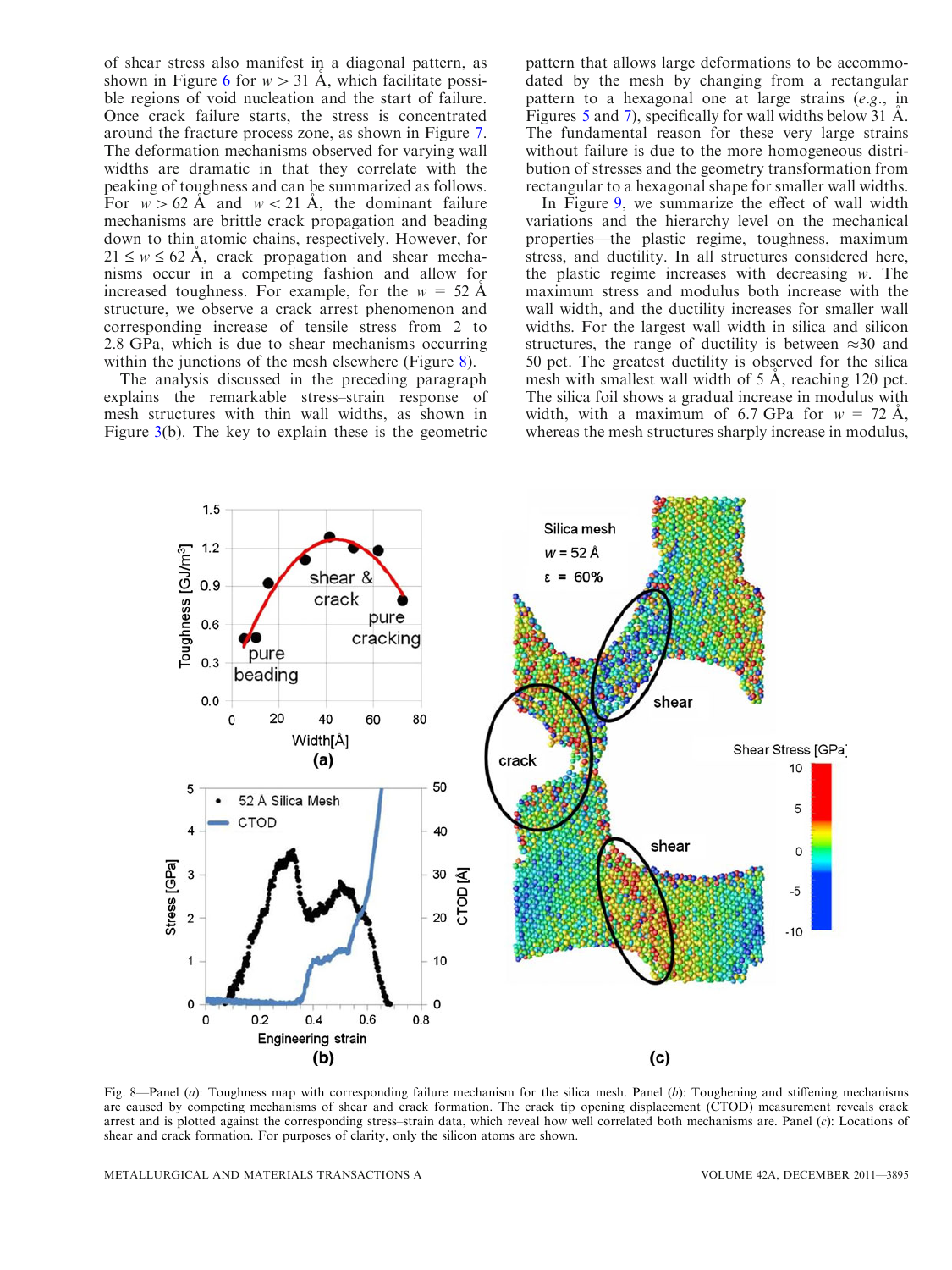of shear stress also manifest in a diagonal pattern, as shown in Figure 6 for $w > 31$ Å, which facilitate possible regions of void nucleation and the start of failure. Once crack failure starts, the stress is concentrated around the fracture process zone, as shown in Figure 7. The deformation mechanisms observed for varying wall widths are dramatic in that they correlate with the peaking of toughness and can be summarized as follows. For $w > 62$ Å and $w < 21$ Å, the dominant failure mechanisms are brittle crack propagation and beading down to thin atomic chains, respectively. However, for $21 \leq w \leq 62$ Å, crack propagation and shear mechanisms occur in a competing fashion and allow for increased toughness. For example, for the $w = 52$ Å structure, we observe a crack arrest phenomenon and corresponding increase of tensile stress from 2 to 2.8 GPa, which is due to shear mechanisms occurring within the junctions of the mesh elsewhere (Figure 8).

The analysis discussed in the preceding paragraph explains the remarkable stress–strain response of mesh structures with thin wall widths, as shown in Figure 3(b). The key to explain these is the geometric pattern that allows large deformations to be accommodated by the mesh by changing from a rectangular pattern to a hexagonal one at large strains (*e.g.*, in Figures 5 and 7), specifically for wall widths below 31 Å. The fundamental reason for these very large strains without failure is due to the more homogeneous distribution of stresses and the geometry transformation from rectangular to a hexagonal shape for smaller wall widths.

In Figure 9, we summarize the effect of wall width variations and the hierarchy level on the mechanical properties—the plastic regime, toughness, maximum stress, and ductility. In all structures considered here, the plastic regime increases with decreasing $w$. The maximum stress and modulus both increase with the wall width, and the ductility increases for smaller wall widths. For the largest wall width in silica and silicon structures, the range of ductility is between ≈30 and 50 pct. The greatest ductility is observed for the silica mesh with smallest wall width of 5 Å, reaching 120 pct. The silica foil shows a gradual increase in modulus with width, with a maximum of 6.7 GPa for $w = 72$ Å, whereas the mesh structures sharply increase in modulus,

Fig. 8—Panel (*a*): Toughness map with corresponding failure mechanism for the silica mesh. Panel (*b*): Toughening and stiffening mechanisms are caused by competing mechanisms of shear and crack formation. The crack tip opening displacement (CTOD) measurement reveals crack arrest and is plotted against the corresponding stress–strain data, which reveal how well correlated both mechanisms are. Panel (*c*): Locations of shear and crack formation. For purposes of clarity, only the silicon atoms are shown.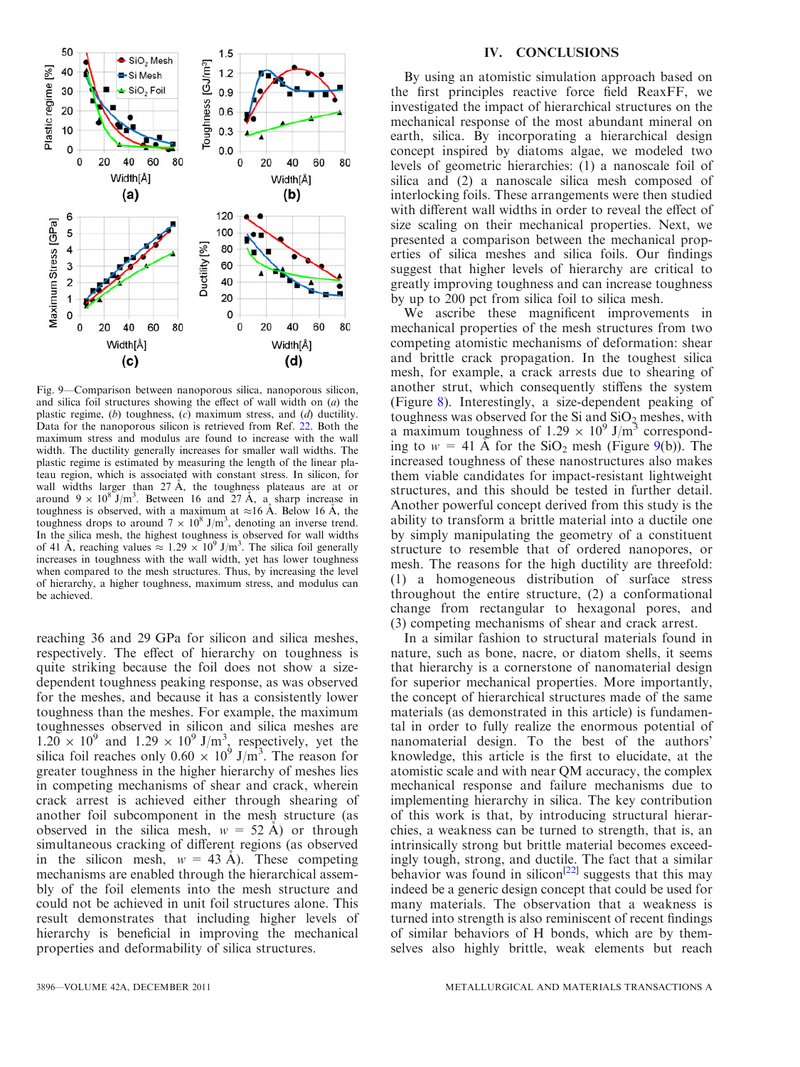Fig. 9—Comparison between nanoporous silica, nanoporous silicon, and silica foil structures showing the effect of wall width on (*a*) the plastic regime, (*b*) toughness, (*c*) maximum stress, and (*d*) ductility. Data for the nanoporous silicon is retrieved from Ref. [22]. Both the maximum stress and modulus are found to increase with the wall width. The ductility generally increases for smaller wall widths. The plastic regime is estimated by measuring the length of the linear plateau region, which is associated with constant stress. In silicon, for wall widths larger than 27 Å, the toughness plateaus are at or around $9 \times 10^8$ J/m$^3$. Between 16 and 27 Å, a sharp increase in toughness is observed, with a maximum at ≈16 Å. Below 16 Å, the toughness drops to around $7 \times 10^8$ J/m$^3$, denoting an inverse trend. In the silica mesh, the highest toughness is observed for wall widths of 41 Å, reaching values ≈ $1.29 \times 10^9$ J/m$^3$. The silica foil generally increases in toughness with the wall width, yet has lower toughness when compared to the mesh structures. Thus, by increasing the level of hierarchy, a higher toughness, maximum stress, and modulus can be achieved.

reaching 36 and 29 GPa for silicon and silica meshes, respectively. The effect of hierarchy on toughness is quite striking because the foil does not show a size-dependent toughness peaking response, as was observed for the meshes, and because it has a consistently lower toughness than the meshes. For example, the maximum toughnesses observed in silicon and silica meshes are $1.20 \times 10^9$ and $1.29 \times 10^9$ J/m$^3$, respectively, yet the silica foil reaches only $0.60 \times 10^9$ J/m$^3$. The reason for greater toughness in the higher hierarchy of meshes lies in competing mechanisms of shear and crack, wherein crack arrest is achieved either through shearing of another foil subcomponent in the mesh structure (as observed in the silica mesh, $w$ = 52 Å) or through simultaneous cracking of different regions (as observed in the silicon mesh, $w$ = 43 Å). These competing mechanisms are enabled through the hierarchical assembly of the foil elements into the mesh structure and could not be achieved in unit foil structures alone. This result demonstrates that including higher levels of hierarchy is beneficial in improving the mechanical properties and deformability of silica structures.

## IV. CONCLUSIONS

By using an atomistic simulation approach based on the first principles reactive force field ReaxFF, we investigated the impact of hierarchical structures on the mechanical response of the most abundant mineral on earth, silica. By incorporating a hierarchical design concept inspired by diatoms algae, we modeled two levels of geometric hierarchies: (1) a nanoscale foil of silica and (2) a nanoscale silica mesh composed of interlocking foils. These arrangements were then studied with different wall widths in order to reveal the effect of size scaling on their mechanical properties. Next, we presented a comparison between the mechanical properties of silica meshes and silica foils. Our findings suggest that higher levels of hierarchy are critical to greatly improving toughness and can increase toughness by up to 200 pct from silica foil to silica mesh.

We ascribe these magnificent improvements in mechanical properties of the mesh structures from two competing atomistic mechanisms of deformation: shear and brittle crack propagation. In the toughest silica mesh, for example, a crack arrests due to shearing of another strut, which consequently stiffens the system (Figure 8). Interestingly, a size-dependent peaking of toughness was observed for the Si and $SiO_2$ meshes, with a maximum toughness of $1.29 \times 10^9$ J/m$^3$ corresponding to $w$ = 41 Å for the $SiO_2$ mesh (Figure 9(b)). The increased toughness of these nanostructures also makes them viable candidates for impact-resistant lightweight structures, and this should be tested in further detail. Another powerful concept derived from this study is the ability to transform a brittle material into a ductile one by simply manipulating the geometry of a constituent structure to resemble that of ordered nanopores, or mesh. The reasons for the high ductility are threefold: (1) a homogeneous distribution of surface stress throughout the entire structure, (2) a conformational change from rectangular to hexagonal pores, and (3) competing mechanisms of shear and crack arrest.

In a similar fashion to structural materials found in nature, such as bone, nacre, or diatom shells, it seems that hierarchy is a cornerstone of nanomaterial design for superior mechanical properties. More importantly, the concept of hierarchical structures made of the same materials (as demonstrated in this article) is fundamental in order to fully realize the enormous potential of nanomaterial design. To the best of the authors' knowledge, this article is the first to elucidate, at the atomistic scale and with near QM accuracy, the complex mechanical response and failure mechanisms due to implementing hierarchy in silica. The key contribution of this work is that, by introducing structural hierarchies, a weakness can be turned to strength, that is, an intrinsically strong but brittle material becomes exceedingly tough, strong, and ductile. The fact that a similar behavior was found in silicon[22] suggests that this may indeed be a generic design concept that could be used for many materials. The observation that a weakness is turned into strength is also reminiscent of recent findings of similar behaviors of H bonds, which are by themselves also highly brittle, weak elements but reach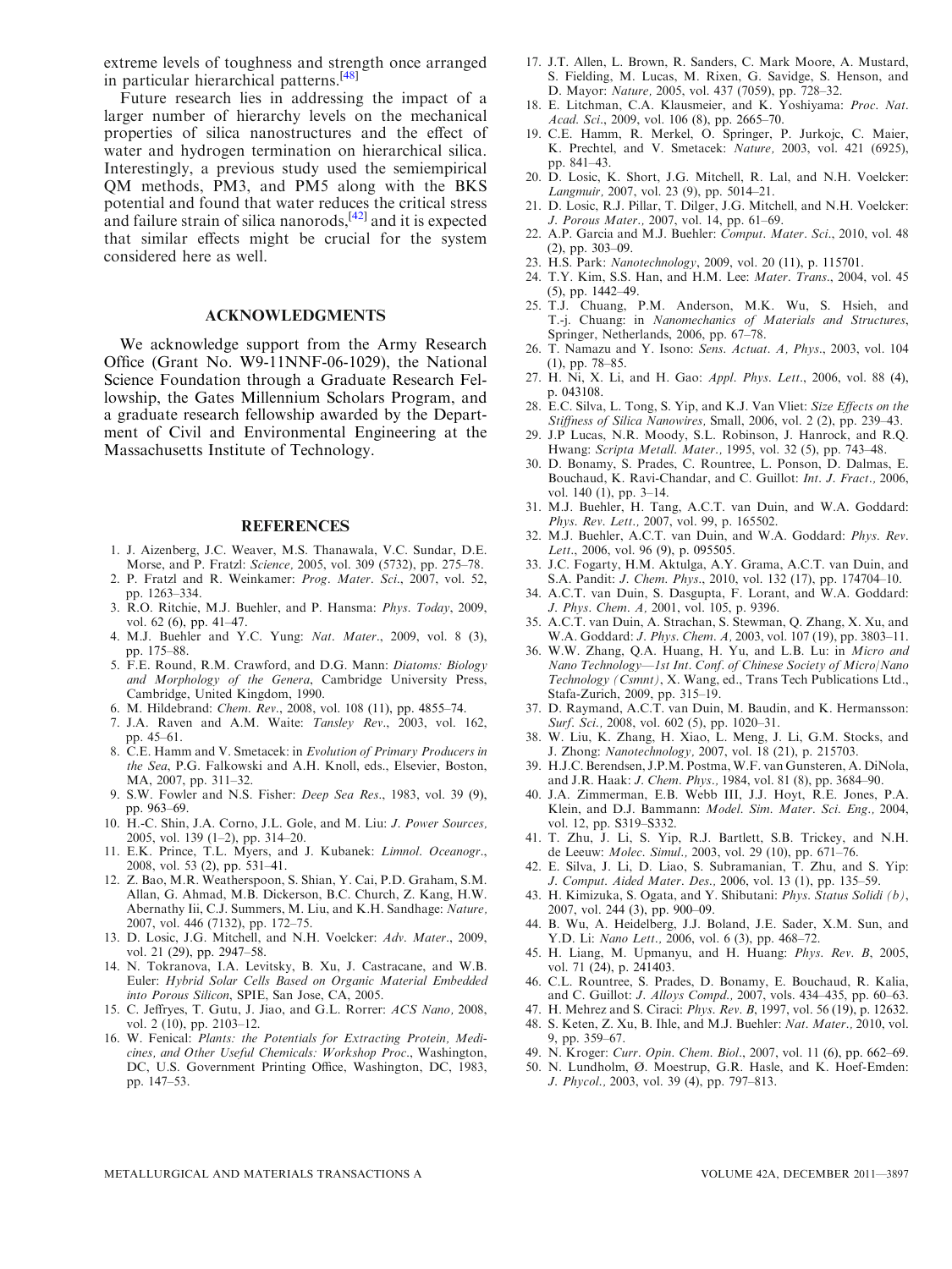extreme levels of toughness and strength once arranged in particular hierarchical patterns.[48]

Future research lies in addressing the impact of a larger number of hierarchy levels on the mechanical properties of silica nanostructures and the effect of water and hydrogen termination on hierarchical silica. Interestingly, a previous study used the semiempirical QM methods, PM3, and PM5 along with the BKS potential and found that water reduces the critical stress and failure strain of silica nanorods,[42] and it is expected that similar effects might be crucial for the system considered here as well.

## ACKNOWLEDGMENTS

We acknowledge support from the Army Research Office (Grant No. W9-11NNF-06-1029), the National Science Foundation through a Graduate Research Fellowship, the Gates Millennium Scholars Program, and a graduate research fellowship awarded by the Department of Civil and Environmental Engineering at the Massachusetts Institute of Technology.

## REFERENCES

1. J. Aizenberg, J.C. Weaver, M.S. Thanawala, V.C. Sundar, D.E. Morse, and P. Fratzl: *Science,* 2005, vol. 309 (5732), pp. 275–78.
2. P. Fratzl and R. Weinkamer: *Prog. Mater. Sci.*, 2007, vol. 52, pp. 1263–334.
3. R.O. Ritchie, M.J. Buehler, and P. Hansma: *Phys. Today*, 2009, vol. 62 (6), pp. 41–47.
4. M.J. Buehler and Y.C. Yung: *Nat. Mater.*, 2009, vol. 8 (3), pp. 175–88.
5. F.E. Round, R.M. Crawford, and D.G. Mann: *Diatoms: Biology and Morphology of the Genera*, Cambridge University Press, Cambridge, United Kingdom, 1990.
6. M. Hildebrand: *Chem. Rev.*, 2008, vol. 108 (11), pp. 4855–74.
7. J.A. Raven and A.M. Waite: *Tansley Rev.*, 2003, vol. 162, pp. 45–61.
8. C.E. Hamm and V. Smetacek: in *Evolution of Primary Producers in the Sea*, P.G. Falkowski and A.H. Knoll, eds., Elsevier, Boston, MA, 2007, pp. 311–32.
9. S.W. Fowler and N.S. Fisher: *Deep Sea Res.*, 1983, vol. 39 (9), pp. 963–69.
10. H.-C. Shin, J.A. Corno, J.L. Gole, and M. Liu: *J. Power Sources,* 2005, vol. 139 (1–2), pp. 314–20.
11. E.K. Prince, T.L. Myers, and J. Kubanek: *Limnol. Oceanogr.*, 2008, vol. 53 (2), pp. 531–41.
12. Z. Bao, M.R. Weatherspoon, S. Shian, Y. Cai, P.D. Graham, S.M. Allan, G. Ahmad, M.B. Dickerson, B.C. Church, Z. Kang, H.W. Abernathy Iii, C.J. Summers, M. Liu, and K.H. Sandhage: *Nature,* 2007, vol. 446 (7132), pp. 172–75.
13. D. Losic, J.G. Mitchell, and N.H. Voelcker: *Adv. Mater.*, 2009, vol. 21 (29), pp. 2947–58.
14. N. Tokranova, I.A. Levitsky, B. Xu, J. Castracane, and W.B. Euler: *Hybrid Solar Cells Based on Organic Material Embedded into Porous Silicon*, SPIE, San Jose, CA, 2005.
15. C. Jeffryes, T. Gutu, J. Jiao, and G.L. Rorrer: *ACS Nano,* 2008, vol. 2 (10), pp. 2103–12.
16. W. Fenical: *Plants: the Potentials for Extracting Protein, Medicines, and Other Useful Chemicals: Workshop Proc.*, Washington, DC, U.S. Government Printing Office, Washington, DC, 1983, pp. 147–53.
17. J.T. Allen, L. Brown, R. Sanders, C. Mark Moore, A. Mustard, S. Fielding, M. Lucas, M. Rixen, G. Savidge, S. Henson, and D. Mayor: *Nature,* 2005, vol. 437 (7059), pp. 728–32.
18. E. Litchman, C.A. Klausmeier, and K. Yoshiyama: *Proc. Nat. Acad. Sci.*, 2009, vol. 106 (8), pp. 2665–70.
19. C.E. Hamm, R. Merkel, O. Springer, P. Jurkojc, C. Maier, K. Prechtel, and V. Smetacek: *Nature,* 2003, vol. 421 (6925), pp. 841–43.
20. D. Losic, K. Short, J.G. Mitchell, R. Lal, and N.H. Voelcker: *Langmuir,* 2007, vol. 23 (9), pp. 5014–21.
21. D. Losic, R.J. Pillar, T. Dilger, J.G. Mitchell, and N.H. Voelcker: *J. Porous Mater.,* 2007, vol. 14, pp. 61–69.
22. A.P. Garcia and M.J. Buehler: *Comput. Mater. Sci.*, 2010, vol. 48 (2), pp. 303–09.
23. H.S. Park: *Nanotechnology*, 2009, vol. 20 (11), p. 115701.
24. T.Y. Kim, S.S. Han, and H.M. Lee: *Mater. Trans.*, 2004, vol. 45 (5), pp. 1442–49.
25. T.J. Chuang, P.M. Anderson, M.K. Wu, S. Hsieh, and T.-j. Chuang: in *Nanomechanics of Materials and Structures*, Springer, Netherlands, 2006, pp. 67–78.
26. T. Namazu and Y. Isono: *Sens. Actuat. A, Phys.*, 2003, vol. 104 (1), pp. 78–85.
27. H. Ni, X. Li, and H. Gao: *Appl. Phys. Lett.*, 2006, vol. 88 (4), p. 043108.
28. E.C. Silva, L. Tong, S. Yip, and K.J. Van Vliet: *Size Effects on the Stiffness of Silica Nanowires,* Small, 2006, vol. 2 (2), pp. 239–43.
29. J.P Lucas, N.R. Moody, S.L. Robinson, J. Hanrock, and R.Q. Hwang: *Scripta Metall. Mater.,* 1995, vol. 32 (5), pp. 743–48.
30. D. Bonamy, S. Prades, C. Rountree, L. Ponson, D. Dalmas, E. Bouchaud, K. Ravi-Chandar, and C. Guillot: *Int. J. Fract.,* 2006, vol. 140 (1), pp. 3–14.
31. M.J. Buehler, H. Tang, A.C.T. van Duin, and W.A. Goddard: *Phys. Rev. Lett.,* 2007, vol. 99, p. 165502.
32. M.J. Buehler, A.C.T. van Duin, and W.A. Goddard: *Phys. Rev. Lett.*, 2006, vol. 96 (9), p. 095505.
33. J.C. Fogarty, H.M. Aktulga, A.Y. Grama, A.C.T. van Duin, and S.A. Pandit: *J. Chem. Phys.*, 2010, vol. 132 (17), pp. 174704–10.
34. A.C.T. van Duin, S. Dasgupta, F. Lorant, and W.A. Goddard: *J. Phys. Chem. A,* 2001, vol. 105, p. 9396.
35. A.C.T. van Duin, A. Strachan, S. Stewman, Q. Zhang, X. Xu, and W.A. Goddard: *J. Phys. Chem. A,* 2003, vol. 107 (19), pp. 3803–11.
36. W.W. Zhang, Q.A. Huang, H. Yu, and L.B. Lu: in *Micro and Nano Technology—1st Int. Conf. of Chinese Society of Micro/Nano Technology (Csmnt)*, X. Wang, ed., Trans Tech Publications Ltd., Stafa-Zurich, 2009, pp. 315–19.
37. D. Raymand, A.C.T. van Duin, M. Baudin, and K. Hermansson: *Surf. Sci.,* 2008, vol. 602 (5), pp. 1020–31.
38. W. Liu, K. Zhang, H. Xiao, L. Meng, J. Li, G.M. Stocks, and J. Zhong: *Nanotechnology,* 2007, vol. 18 (21), p. 215703.
39. H.J.C. Berendsen, J.P.M. Postma, W.F. van Gunsteren, A. DiNola, and J.R. Haak: *J. Chem. Phys.,* 1984, vol. 81 (8), pp. 3684–90.
40. J.A. Zimmerman, E.B. Webb III, J.J. Hoyt, R.E. Jones, P.A. Klein, and D.J. Bammann: *Model. Sim. Mater. Sci. Eng.,* 2004, vol. 12, pp. S319–S332.
41. T. Zhu, J. Li, S. Yip, R.J. Bartlett, S.B. Trickey, and N.H. de Leeuw: *Molec. Simul.,* 2003, vol. 29 (10), pp. 671–76.
42. E. Silva, J. Li, D. Liao, S. Subramanian, T. Zhu, and S. Yip: *J. Comput. Aided Mater. Des.,* 2006, vol. 13 (1), pp. 135–59.
43. H. Kimizuka, S. Ogata, and Y. Shibutani: *Phys. Status Solidi (b)*, 2007, vol. 244 (3), pp. 900–09.
44. B. Wu, A. Heidelberg, J.J. Boland, J.E. Sader, X.M. Sun, and Y.D. Li: *Nano Lett.,* 2006, vol. 6 (3), pp. 468–72.
45. H. Liang, M. Upmanyu, and H. Huang: *Phys. Rev. B*, 2005, vol. 71 (24), p. 241403.
46. C.L. Rountree, S. Prades, D. Bonamy, E. Bouchaud, R. Kalia, and C. Guillot: *J. Alloys Compd.,* 2007, vols. 434–435, pp. 60–63.
47. H. Mehrez and S. Ciraci: *Phys. Rev. B*, 1997, vol. 56 (19), p. 12632.
48. S. Keten, Z. Xu, B. Ihle, and M.J. Buehler: *Nat. Mater.,* 2010, vol. 9, pp. 359–67.
49. N. Kroger: *Curr. Opin. Chem. Biol.*, 2007, vol. 11 (6), pp. 662–69.
50. N. Lundholm, Ø. Moestrup, G.R. Hasle, and K. Hoef-Emden: *J. Phycol.,* 2003, vol. 39 (4), pp. 797–813.